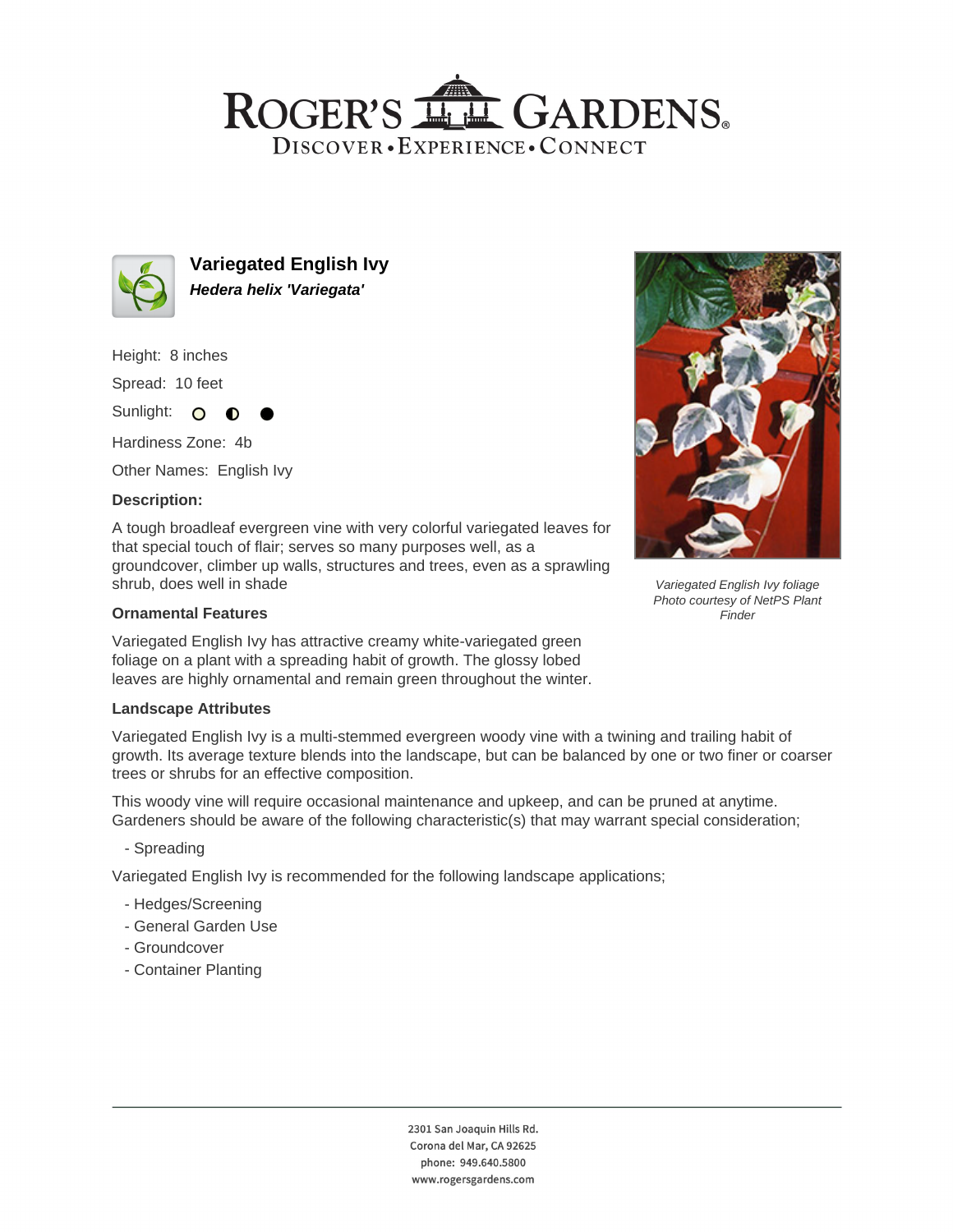# ROGER'S GARDENS

DISCOVER • EXPERIENCE • CONNECT

## Variegated English Ivy

***Hedera helix 'Variegata'***

Height: 8 inches

Spread: 10 feet

Sunlight: ○ ◐ ●

Hardiness Zone: 4b

Other Names: English Ivy

**Description:**

A tough broadleaf evergreen vine with very colorful variegated leaves for that special touch of flair; serves so many purposes well, as a groundcover, climber up walls, structures and trees, even as a sprawling shrub, does well in shade

*Variegated English Ivy foliage*
*Photo courtesy of NetPS Plant Finder*

### Ornamental Features

Variegated English Ivy has attractive creamy white-variegated green foliage on a plant with a spreading habit of growth. The glossy lobed leaves are highly ornamental and remain green throughout the winter.

### Landscape Attributes

Variegated English Ivy is a multi-stemmed evergreen woody vine with a twining and trailing habit of growth. Its average texture blends into the landscape, but can be balanced by one or two finer or coarser trees or shrubs for an effective composition.

This woody vine will require occasional maintenance and upkeep, and can be pruned at anytime. Gardeners should be aware of the following characteristic(s) that may warrant special consideration;

- Spreading

Variegated English Ivy is recommended for the following landscape applications;

- Hedges/Screening
- General Garden Use
- Groundcover
- Container Planting

2301 San Joaquin Hills Rd.
Corona del Mar, CA 92625
phone: 949.640.5800
www.rogersgardens.com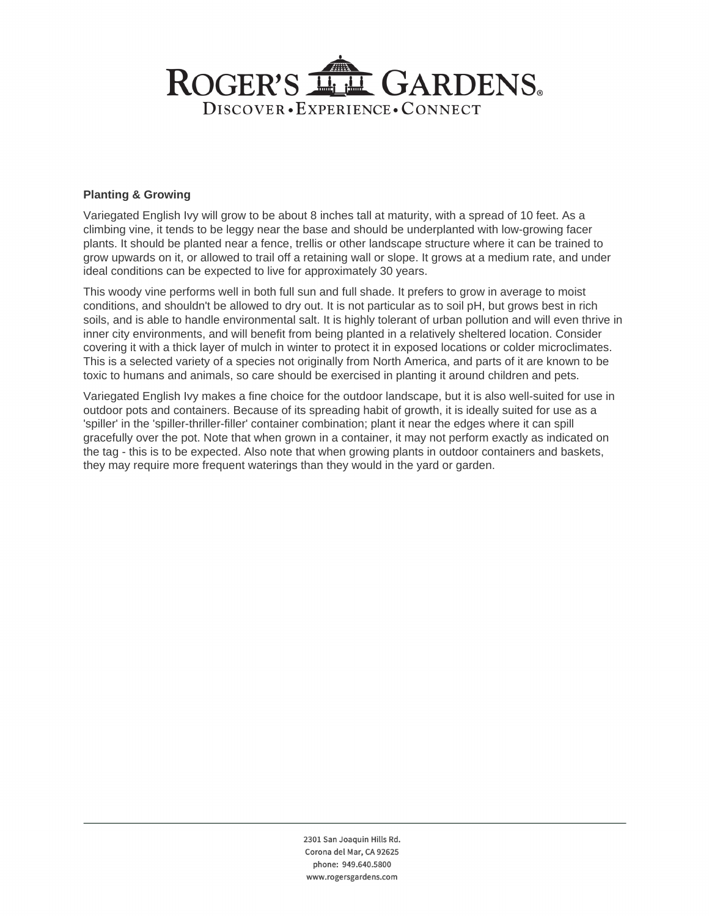### Planting & Growing

Variegated English Ivy will grow to be about 8 inches tall at maturity, with a spread of 10 feet. As a climbing vine, it tends to be leggy near the base and should be underplanted with low-growing facer plants. It should be planted near a fence, trellis or other landscape structure where it can be trained to grow upwards on it, or allowed to trail off a retaining wall or slope. It grows at a medium rate, and under ideal conditions can be expected to live for approximately 30 years.

This woody vine performs well in both full sun and full shade. It prefers to grow in average to moist conditions, and shouldn't be allowed to dry out. It is not particular as to soil pH, but grows best in rich soils, and is able to handle environmental salt. It is highly tolerant of urban pollution and will even thrive in inner city environments, and will benefit from being planted in a relatively sheltered location. Consider covering it with a thick layer of mulch in winter to protect it in exposed locations or colder microclimates. This is a selected variety of a species not originally from North America, and parts of it are known to be toxic to humans and animals, so care should be exercised in planting it around children and pets.

Variegated English Ivy makes a fine choice for the outdoor landscape, but it is also well-suited for use in outdoor pots and containers. Because of its spreading habit of growth, it is ideally suited for use as a 'spiller' in the 'spiller-thriller-filler' container combination; plant it near the edges where it can spill gracefully over the pot. Note that when grown in a container, it may not perform exactly as indicated on the tag - this is to be expected. Also note that when growing plants in outdoor containers and baskets, they may require more frequent waterings than they would in the yard or garden.